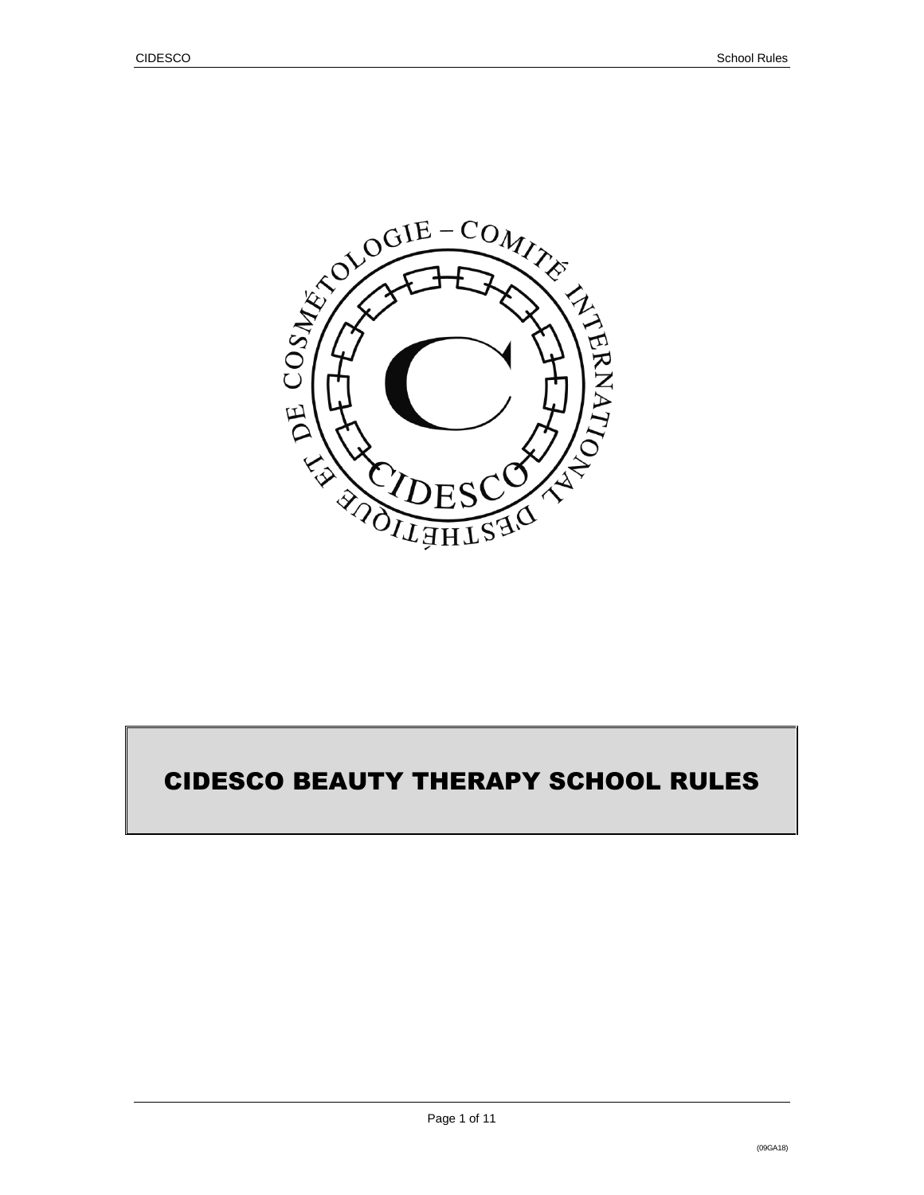# CIDESCO BEAUTY THERAPY SCHOOL RULES

(09GA18)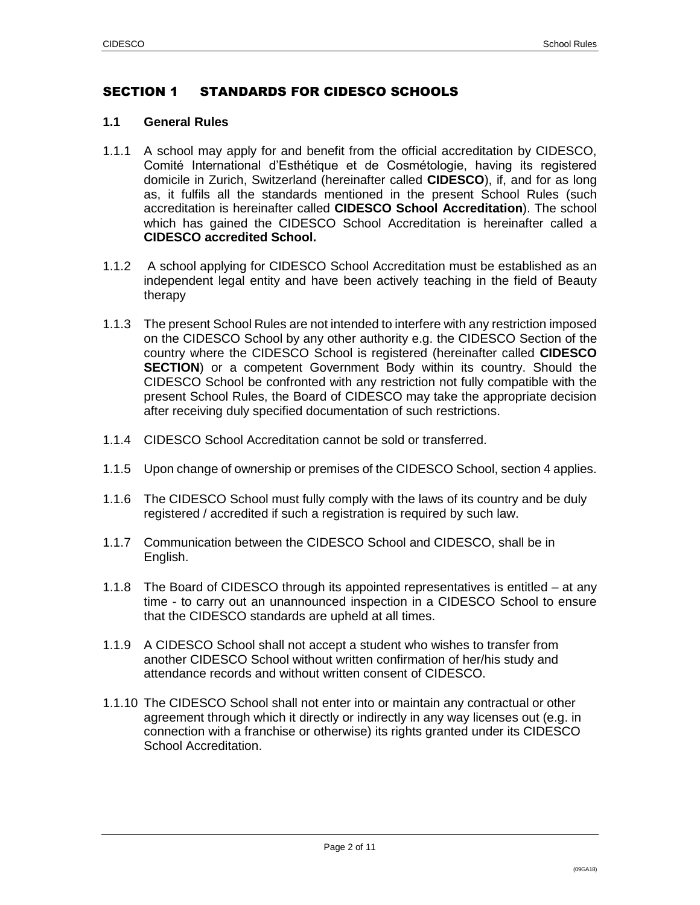# SECTION 1 STANDARDS FOR CIDESCO SCHOOLS

## 1.1 General Rules

1.1.1 A school may apply for and benefit from the official accreditation by CIDESCO, Comité International d'Esthétique et de Cosmétologie, having its registered domicile in Zurich, Switzerland (hereinafter called **CIDESCO**), if, and for as long as, it fulfils all the standards mentioned in the present School Rules (such accreditation is hereinafter called **CIDESCO School Accreditation**). The school which has gained the CIDESCO School Accreditation is hereinafter called a **CIDESCO accredited School.**

1.1.2 A school applying for CIDESCO School Accreditation must be established as an independent legal entity and have been actively teaching in the field of Beauty therapy

1.1.3 The present School Rules are not intended to interfere with any restriction imposed on the CIDESCO School by any other authority e.g. the CIDESCO Section of the country where the CIDESCO School is registered (hereinafter called **CIDESCO SECTION**) or a competent Government Body within its country. Should the CIDESCO School be confronted with any restriction not fully compatible with the present School Rules, the Board of CIDESCO may take the appropriate decision after receiving duly specified documentation of such restrictions.

1.1.4 CIDESCO School Accreditation cannot be sold or transferred.

1.1.5 Upon change of ownership or premises of the CIDESCO School, section 4 applies.

1.1.6 The CIDESCO School must fully comply with the laws of its country and be duly registered / accredited if such a registration is required by such law.

1.1.7 Communication between the CIDESCO School and CIDESCO, shall be in English.

1.1.8 The Board of CIDESCO through its appointed representatives is entitled – at any time - to carry out an unannounced inspection in a CIDESCO School to ensure that the CIDESCO standards are upheld at all times.

1.1.9 A CIDESCO School shall not accept a student who wishes to transfer from another CIDESCO School without written confirmation of her/his study and attendance records and without written consent of CIDESCO.

1.1.10 The CIDESCO School shall not enter into or maintain any contractual or other agreement through which it directly or indirectly in any way licenses out (e.g. in connection with a franchise or otherwise) its rights granted under its CIDESCO School Accreditation.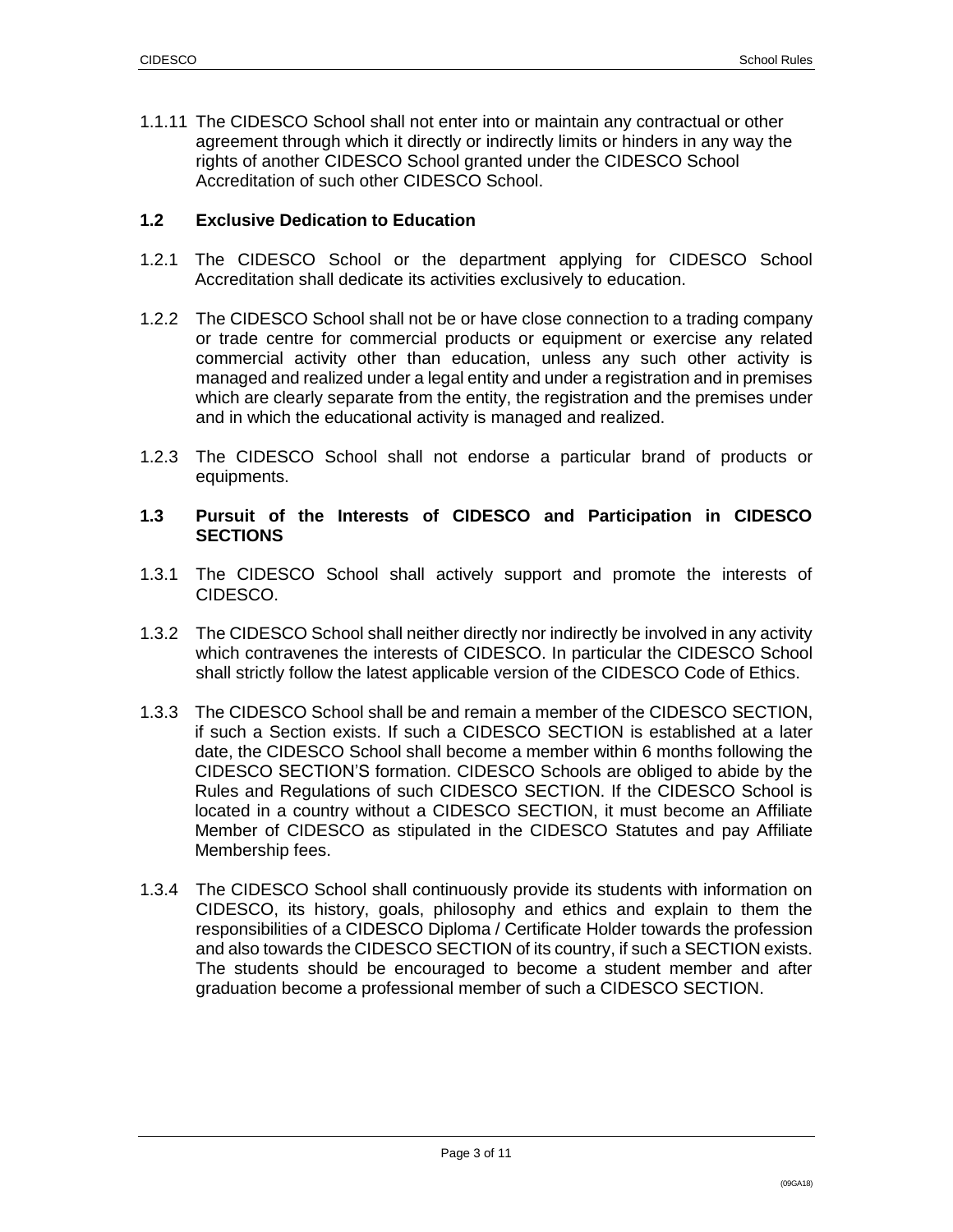1.1.11 The CIDESCO School shall not enter into or maintain any contractual or other agreement through which it directly or indirectly limits or hinders in any way the rights of another CIDESCO School granted under the CIDESCO School Accreditation of such other CIDESCO School.

## 1.2 Exclusive Dedication to Education

1.2.1 The CIDESCO School or the department applying for CIDESCO School Accreditation shall dedicate its activities exclusively to education.

1.2.2 The CIDESCO School shall not be or have close connection to a trading company or trade centre for commercial products or equipment or exercise any related commercial activity other than education, unless any such other activity is managed and realized under a legal entity and under a registration and in premises which are clearly separate from the entity, the registration and the premises under and in which the educational activity is managed and realized.

1.2.3 The CIDESCO School shall not endorse a particular brand of products or equipments.

## 1.3 Pursuit of the Interests of CIDESCO and Participation in CIDESCO SECTIONS

1.3.1 The CIDESCO School shall actively support and promote the interests of CIDESCO.

1.3.2 The CIDESCO School shall neither directly nor indirectly be involved in any activity which contravenes the interests of CIDESCO. In particular the CIDESCO School shall strictly follow the latest applicable version of the CIDESCO Code of Ethics.

1.3.3 The CIDESCO School shall be and remain a member of the CIDESCO SECTION, if such a Section exists. If such a CIDESCO SECTION is established at a later date, the CIDESCO School shall become a member within 6 months following the CIDESCO SECTION'S formation. CIDESCO Schools are obliged to abide by the Rules and Regulations of such CIDESCO SECTION. If the CIDESCO School is located in a country without a CIDESCO SECTION, it must become an Affiliate Member of CIDESCO as stipulated in the CIDESCO Statutes and pay Affiliate Membership fees.

1.3.4 The CIDESCO School shall continuously provide its students with information on CIDESCO, its history, goals, philosophy and ethics and explain to them the responsibilities of a CIDESCO Diploma / Certificate Holder towards the profession and also towards the CIDESCO SECTION of its country, if such a SECTION exists. The students should be encouraged to become a student member and after graduation become a professional member of such a CIDESCO SECTION.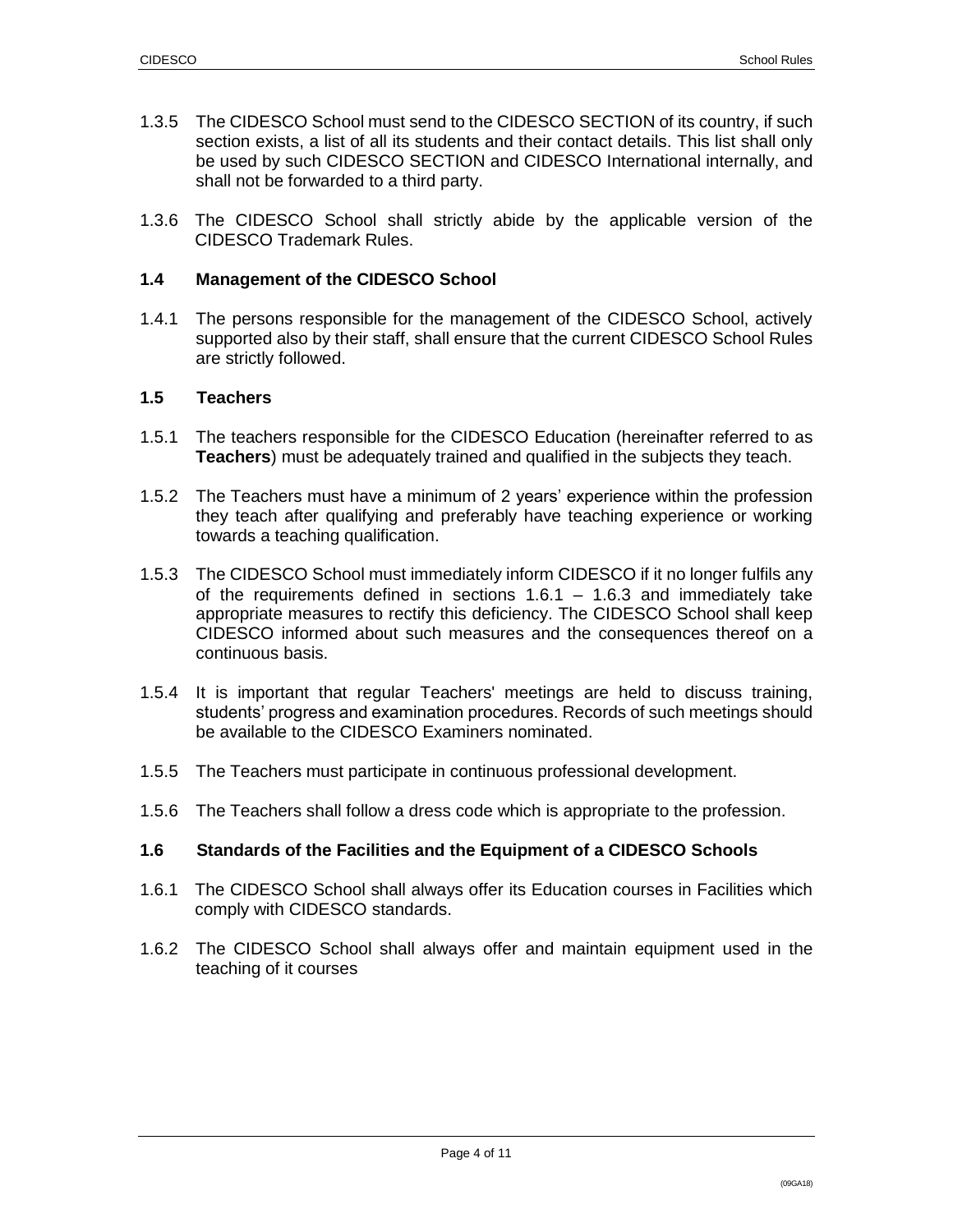1.3.5 The CIDESCO School must send to the CIDESCO SECTION of its country, if such section exists, a list of all its students and their contact details. This list shall only be used by such CIDESCO SECTION and CIDESCO International internally, and shall not be forwarded to a third party.

1.3.6 The CIDESCO School shall strictly abide by the applicable version of the CIDESCO Trademark Rules.

### 1.4 Management of the CIDESCO School

1.4.1 The persons responsible for the management of the CIDESCO School, actively supported also by their staff, shall ensure that the current CIDESCO School Rules are strictly followed.

### 1.5 Teachers

1.5.1 The teachers responsible for the CIDESCO Education (hereinafter referred to as **Teachers**) must be adequately trained and qualified in the subjects they teach.

1.5.2 The Teachers must have a minimum of 2 years' experience within the profession they teach after qualifying and preferably have teaching experience or working towards a teaching qualification.

1.5.3 The CIDESCO School must immediately inform CIDESCO if it no longer fulfils any of the requirements defined in sections 1.6.1 – 1.6.3 and immediately take appropriate measures to rectify this deficiency. The CIDESCO School shall keep CIDESCO informed about such measures and the consequences thereof on a continuous basis.

1.5.4 It is important that regular Teachers' meetings are held to discuss training, students' progress and examination procedures. Records of such meetings should be available to the CIDESCO Examiners nominated.

1.5.5 The Teachers must participate in continuous professional development.

1.5.6 The Teachers shall follow a dress code which is appropriate to the profession.

### 1.6 Standards of the Facilities and the Equipment of a CIDESCO Schools

1.6.1 The CIDESCO School shall always offer its Education courses in Facilities which comply with CIDESCO standards.

1.6.2 The CIDESCO School shall always offer and maintain equipment used in the teaching of it courses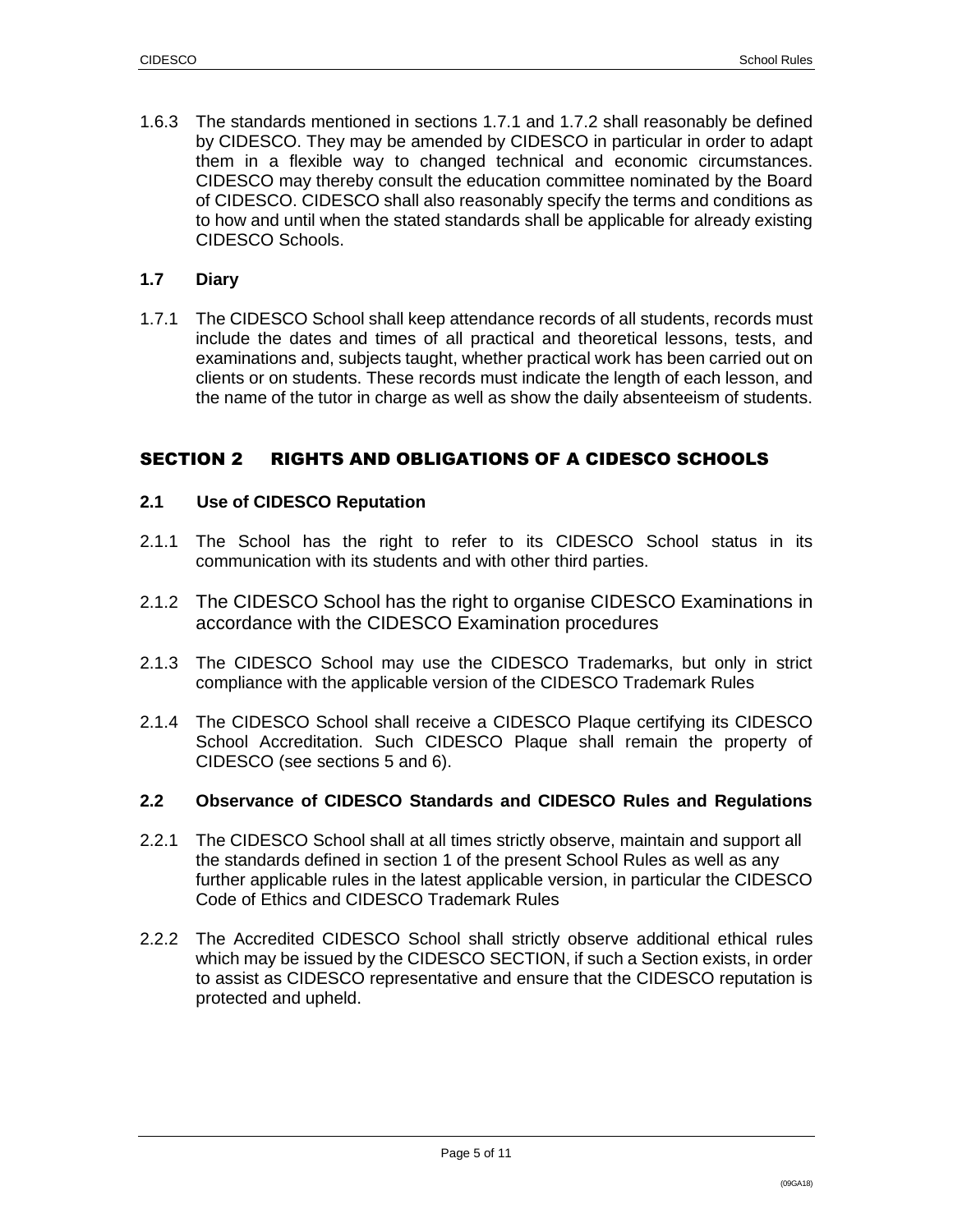1.6.3 The standards mentioned in sections 1.7.1 and 1.7.2 shall reasonably be defined by CIDESCO. They may be amended by CIDESCO in particular in order to adapt them in a flexible way to changed technical and economic circumstances. CIDESCO may thereby consult the education committee nominated by the Board of CIDESCO. CIDESCO shall also reasonably specify the terms and conditions as to how and until when the stated standards shall be applicable for already existing CIDESCO Schools.

### 1.7 Diary

1.7.1 The CIDESCO School shall keep attendance records of all students, records must include the dates and times of all practical and theoretical lessons, tests, and examinations and, subjects taught, whether practical work has been carried out on clients or on students. These records must indicate the length of each lesson, and the name of the tutor in charge as well as show the daily absenteeism of students.

## SECTION 2 RIGHTS AND OBLIGATIONS OF A CIDESCO SCHOOLS

### 2.1 Use of CIDESCO Reputation

2.1.1 The School has the right to refer to its CIDESCO School status in its communication with its students and with other third parties.

2.1.2 The CIDESCO School has the right to organise CIDESCO Examinations in accordance with the CIDESCO Examination procedures

2.1.3 The CIDESCO School may use the CIDESCO Trademarks, but only in strict compliance with the applicable version of the CIDESCO Trademark Rules

2.1.4 The CIDESCO School shall receive a CIDESCO Plaque certifying its CIDESCO School Accreditation. Such CIDESCO Plaque shall remain the property of CIDESCO (see sections 5 and 6).

### 2.2 Observance of CIDESCO Standards and CIDESCO Rules and Regulations

2.2.1 The CIDESCO School shall at all times strictly observe, maintain and support all the standards defined in section 1 of the present School Rules as well as any further applicable rules in the latest applicable version, in particular the CIDESCO Code of Ethics and CIDESCO Trademark Rules

2.2.2 The Accredited CIDESCO School shall strictly observe additional ethical rules which may be issued by the CIDESCO SECTION, if such a Section exists, in order to assist as CIDESCO representative and ensure that the CIDESCO reputation is protected and upheld.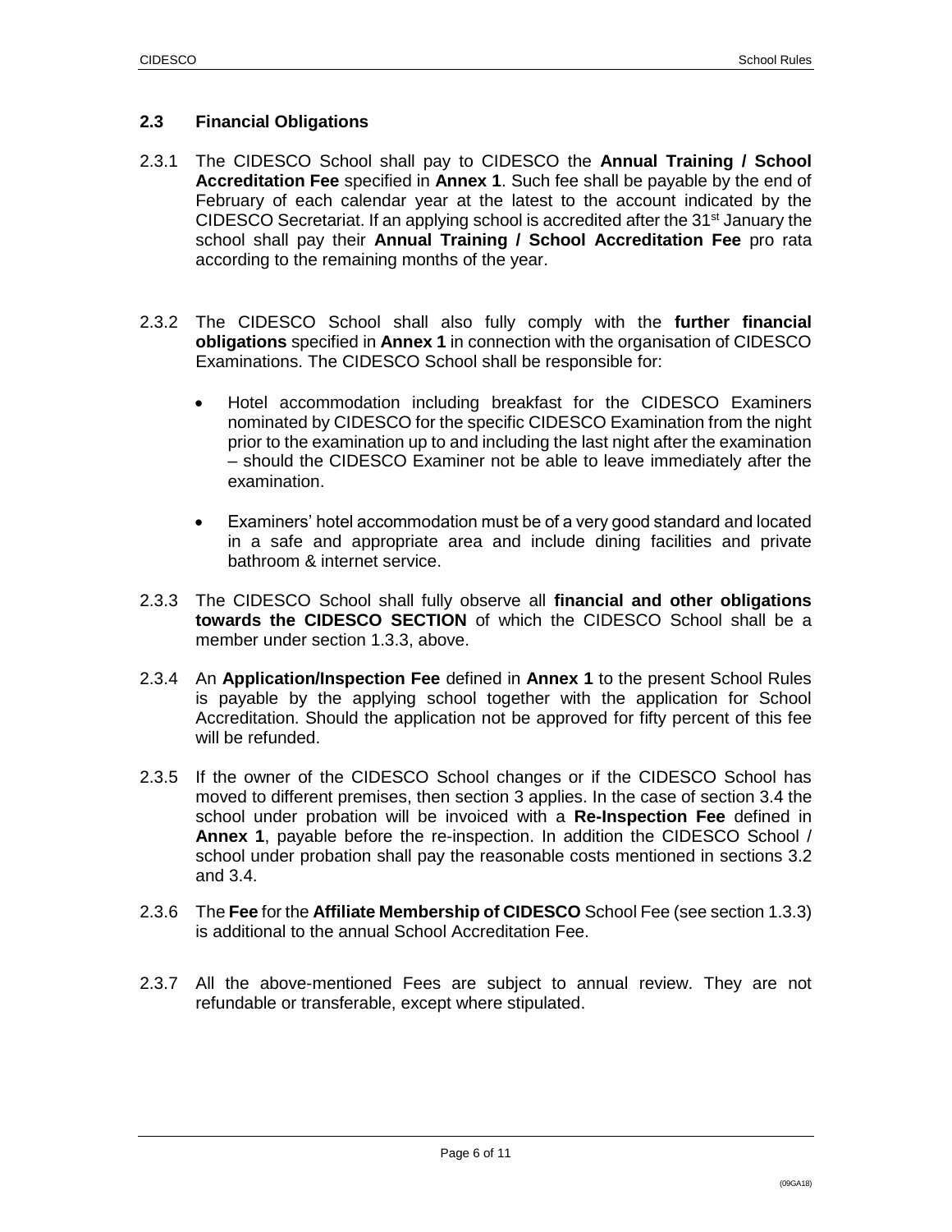### 2.3 Financial Obligations

2.3.1 The CIDESCO School shall pay to CIDESCO the **Annual Training / School Accreditation Fee** specified in **Annex 1**. Such fee shall be payable by the end of February of each calendar year at the latest to the account indicated by the CIDESCO Secretariat. If an applying school is accredited after the 31st January the school shall pay their **Annual Training / School Accreditation Fee** pro rata according to the remaining months of the year.

2.3.2 The CIDESCO School shall also fully comply with the **further financial obligations** specified in **Annex 1** in connection with the organisation of CIDESCO Examinations. The CIDESCO School shall be responsible for:

- Hotel accommodation including breakfast for the CIDESCO Examiners nominated by CIDESCO for the specific CIDESCO Examination from the night prior to the examination up to and including the last night after the examination – should the CIDESCO Examiner not be able to leave immediately after the examination.

- Examiners' hotel accommodation must be of a very good standard and located in a safe and appropriate area and include dining facilities and private bathroom & internet service.

2.3.3 The CIDESCO School shall fully observe all **financial and other obligations towards the CIDESCO SECTION** of which the CIDESCO School shall be a member under section 1.3.3, above.

2.3.4 An **Application/Inspection Fee** defined in **Annex 1** to the present School Rules is payable by the applying school together with the application for School Accreditation. Should the application not be approved for fifty percent of this fee will be refunded.

2.3.5 If the owner of the CIDESCO School changes or if the CIDESCO School has moved to different premises, then section 3 applies. In the case of section 3.4 the school under probation will be invoiced with a **Re-Inspection Fee** defined in **Annex 1**, payable before the re-inspection. In addition the CIDESCO School / school under probation shall pay the reasonable costs mentioned in sections 3.2 and 3.4.

2.3.6 The **Fee** for the **Affiliate Membership of CIDESCO** School Fee (see section 1.3.3) is additional to the annual School Accreditation Fee.

2.3.7 All the above-mentioned Fees are subject to annual review. They are not refundable or transferable, except where stipulated.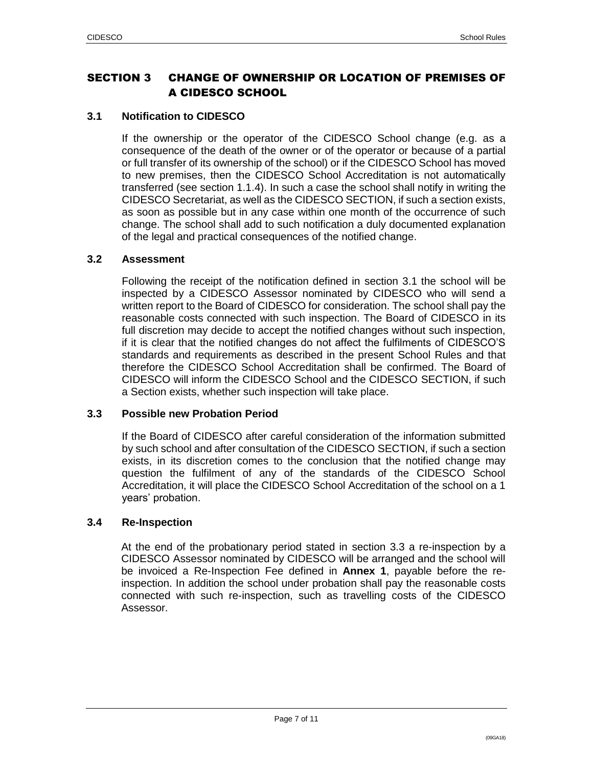## SECTION 3 CHANGE OF OWNERSHIP OR LOCATION OF PREMISES OF A CIDESCO SCHOOL

### 3.1 Notification to CIDESCO

If the ownership or the operator of the CIDESCO School change (e.g. as a consequence of the death of the owner or of the operator or because of a partial or full transfer of its ownership of the school) or if the CIDESCO School has moved to new premises, then the CIDESCO School Accreditation is not automatically transferred (see section 1.1.4). In such a case the school shall notify in writing the CIDESCO Secretariat, as well as the CIDESCO SECTION, if such a section exists, as soon as possible but in any case within one month of the occurrence of such change. The school shall add to such notification a duly documented explanation of the legal and practical consequences of the notified change.

### 3.2 Assessment

Following the receipt of the notification defined in section 3.1 the school will be inspected by a CIDESCO Assessor nominated by CIDESCO who will send a written report to the Board of CIDESCO for consideration. The school shall pay the reasonable costs connected with such inspection. The Board of CIDESCO in its full discretion may decide to accept the notified changes without such inspection, if it is clear that the notified changes do not affect the fulfilments of CIDESCO'S standards and requirements as described in the present School Rules and that therefore the CIDESCO School Accreditation shall be confirmed. The Board of CIDESCO will inform the CIDESCO School and the CIDESCO SECTION, if such a Section exists, whether such inspection will take place.

### 3.3 Possible new Probation Period

If the Board of CIDESCO after careful consideration of the information submitted by such school and after consultation of the CIDESCO SECTION, if such a section exists, in its discretion comes to the conclusion that the notified change may question the fulfilment of any of the standards of the CIDESCO School Accreditation, it will place the CIDESCO School Accreditation of the school on a 1 years' probation.

### 3.4 Re-Inspection

At the end of the probationary period stated in section 3.3 a re-inspection by a CIDESCO Assessor nominated by CIDESCO will be arranged and the school will be invoiced a Re-Inspection Fee defined in **Annex 1**, payable before the re-inspection. In addition the school under probation shall pay the reasonable costs connected with such re-inspection, such as travelling costs of the CIDESCO Assessor.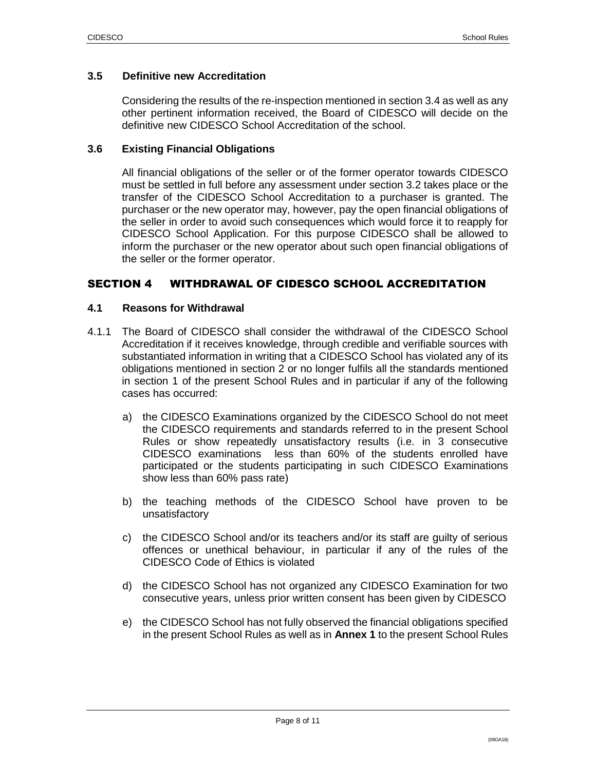### 3.5 Definitive new Accreditation

Considering the results of the re-inspection mentioned in section 3.4 as well as any other pertinent information received, the Board of CIDESCO will decide on the definitive new CIDESCO School Accreditation of the school.

### 3.6 Existing Financial Obligations

All financial obligations of the seller or of the former operator towards CIDESCO must be settled in full before any assessment under section 3.2 takes place or the transfer of the CIDESCO School Accreditation to a purchaser is granted. The purchaser or the new operator may, however, pay the open financial obligations of the seller in order to avoid such consequences which would force it to reapply for CIDESCO School Application. For this purpose CIDESCO shall be allowed to inform the purchaser or the new operator about such open financial obligations of the seller or the former operator.

## SECTION 4 WITHDRAWAL OF CIDESCO SCHOOL ACCREDITATION

### 4.1 Reasons for Withdrawal

4.1.1 The Board of CIDESCO shall consider the withdrawal of the CIDESCO School Accreditation if it receives knowledge, through credible and verifiable sources with substantiated information in writing that a CIDESCO School has violated any of its obligations mentioned in section 2 or no longer fulfils all the standards mentioned in section 1 of the present School Rules and in particular if any of the following cases has occurred:

a) the CIDESCO Examinations organized by the CIDESCO School do not meet the CIDESCO requirements and standards referred to in the present School Rules or show repeatedly unsatisfactory results (i.e. in 3 consecutive CIDESCO examinations less than 60% of the students enrolled have participated or the students participating in such CIDESCO Examinations show less than 60% pass rate)

b) the teaching methods of the CIDESCO School have proven to be unsatisfactory

c) the CIDESCO School and/or its teachers and/or its staff are guilty of serious offences or unethical behaviour, in particular if any of the rules of the CIDESCO Code of Ethics is violated

d) the CIDESCO School has not organized any CIDESCO Examination for two consecutive years, unless prior written consent has been given by CIDESCO

e) the CIDESCO School has not fully observed the financial obligations specified in the present School Rules as well as in **Annex 1** to the present School Rules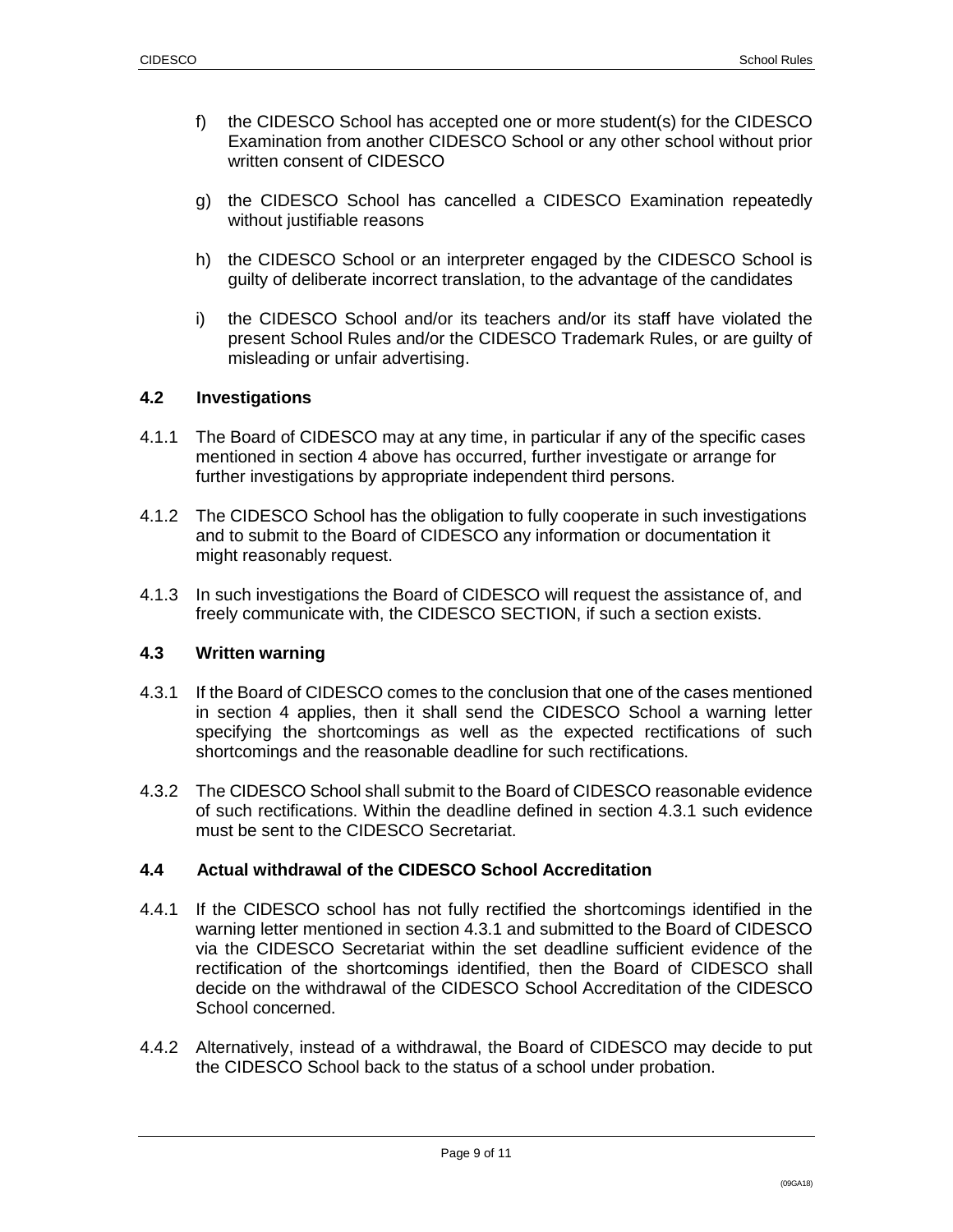f) the CIDESCO School has accepted one or more student(s) for the CIDESCO Examination from another CIDESCO School or any other school without prior written consent of CIDESCO

g) the CIDESCO School has cancelled a CIDESCO Examination repeatedly without justifiable reasons

h) the CIDESCO School or an interpreter engaged by the CIDESCO School is guilty of deliberate incorrect translation, to the advantage of the candidates

i) the CIDESCO School and/or its teachers and/or its staff have violated the present School Rules and/or the CIDESCO Trademark Rules, or are guilty of misleading or unfair advertising.

### 4.2 Investigations

4.1.1 The Board of CIDESCO may at any time, in particular if any of the specific cases mentioned in section 4 above has occurred, further investigate or arrange for further investigations by appropriate independent third persons.

4.1.2 The CIDESCO School has the obligation to fully cooperate in such investigations and to submit to the Board of CIDESCO any information or documentation it might reasonably request.

4.1.3 In such investigations the Board of CIDESCO will request the assistance of, and freely communicate with, the CIDESCO SECTION, if such a section exists.

### 4.3 Written warning

4.3.1 If the Board of CIDESCO comes to the conclusion that one of the cases mentioned in section 4 applies, then it shall send the CIDESCO School a warning letter specifying the shortcomings as well as the expected rectifications of such shortcomings and the reasonable deadline for such rectifications.

4.3.2 The CIDESCO School shall submit to the Board of CIDESCO reasonable evidence of such rectifications. Within the deadline defined in section 4.3.1 such evidence must be sent to the CIDESCO Secretariat.

### 4.4 Actual withdrawal of the CIDESCO School Accreditation

4.4.1 If the CIDESCO school has not fully rectified the shortcomings identified in the warning letter mentioned in section 4.3.1 and submitted to the Board of CIDESCO via the CIDESCO Secretariat within the set deadline sufficient evidence of the rectification of the shortcomings identified, then the Board of CIDESCO shall decide on the withdrawal of the CIDESCO School Accreditation of the CIDESCO School concerned.

4.4.2 Alternatively, instead of a withdrawal, the Board of CIDESCO may decide to put the CIDESCO School back to the status of a school under probation.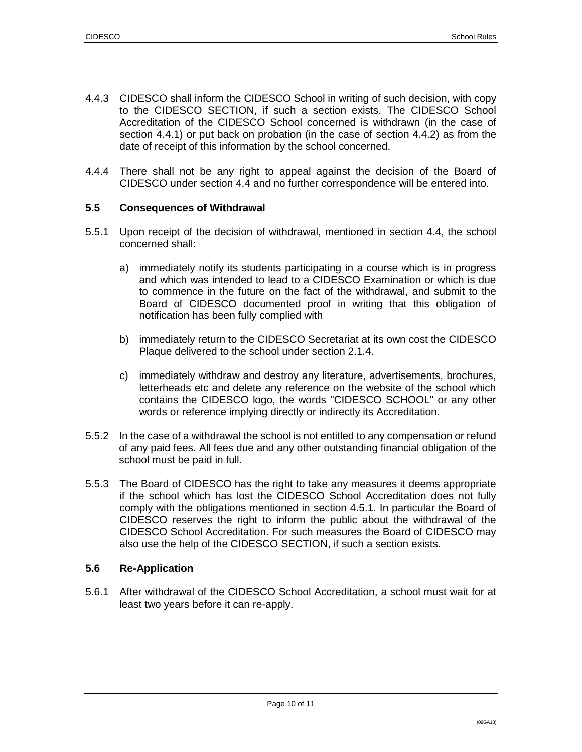4.4.3 CIDESCO shall inform the CIDESCO School in writing of such decision, with copy to the CIDESCO SECTION, if such a section exists. The CIDESCO School Accreditation of the CIDESCO School concerned is withdrawn (in the case of section 4.4.1) or put back on probation (in the case of section 4.4.2) as from the date of receipt of this information by the school concerned.

4.4.4 There shall not be any right to appeal against the decision of the Board of CIDESCO under section 4.4 and no further correspondence will be entered into.

### 5.5 Consequences of Withdrawal

5.5.1 Upon receipt of the decision of withdrawal, mentioned in section 4.4, the school concerned shall:

a) immediately notify its students participating in a course which is in progress and which was intended to lead to a CIDESCO Examination or which is due to commence in the future on the fact of the withdrawal, and submit to the Board of CIDESCO documented proof in writing that this obligation of notification has been fully complied with

b) immediately return to the CIDESCO Secretariat at its own cost the CIDESCO Plaque delivered to the school under section 2.1.4.

c) immediately withdraw and destroy any literature, advertisements, brochures, letterheads etc and delete any reference on the website of the school which contains the CIDESCO logo, the words "CIDESCO SCHOOL" or any other words or reference implying directly or indirectly its Accreditation.

5.5.2 In the case of a withdrawal the school is not entitled to any compensation or refund of any paid fees. All fees due and any other outstanding financial obligation of the school must be paid in full.

5.5.3 The Board of CIDESCO has the right to take any measures it deems appropriate if the school which has lost the CIDESCO School Accreditation does not fully comply with the obligations mentioned in section 4.5.1. In particular the Board of CIDESCO reserves the right to inform the public about the withdrawal of the CIDESCO School Accreditation. For such measures the Board of CIDESCO may also use the help of the CIDESCO SECTION, if such a section exists.

### 5.6 Re-Application

5.6.1 After withdrawal of the CIDESCO School Accreditation, a school must wait for at least two years before it can re-apply.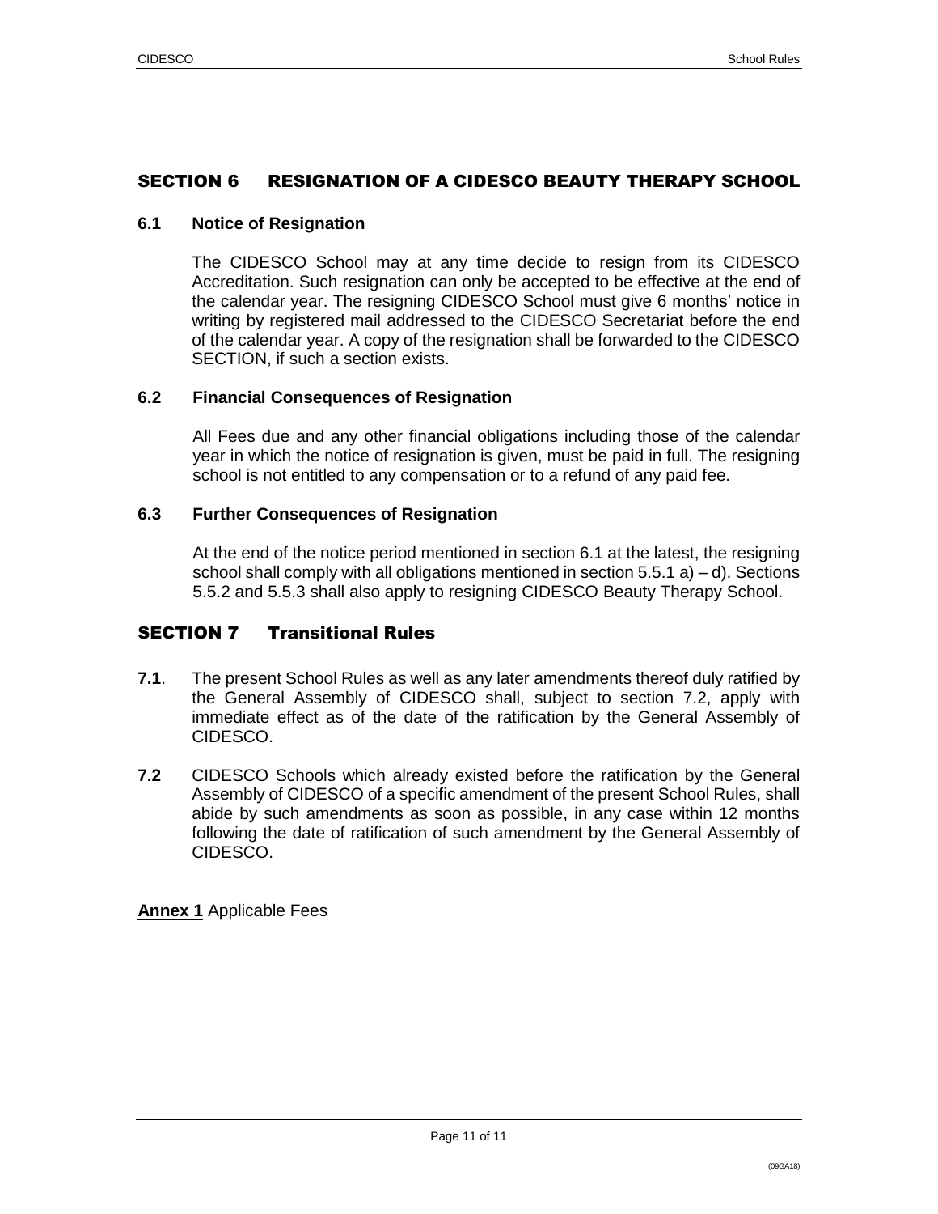## SECTION 6 RESIGNATION OF A CIDESCO BEAUTY THERAPY SCHOOL

### 6.1 Notice of Resignation

The CIDESCO School may at any time decide to resign from its CIDESCO Accreditation. Such resignation can only be accepted to be effective at the end of the calendar year. The resigning CIDESCO School must give 6 months' notice in writing by registered mail addressed to the CIDESCO Secretariat before the end of the calendar year. A copy of the resignation shall be forwarded to the CIDESCO SECTION, if such a section exists.

### 6.2 Financial Consequences of Resignation

All Fees due and any other financial obligations including those of the calendar year in which the notice of resignation is given, must be paid in full. The resigning school is not entitled to any compensation or to a refund of any paid fee.

### 6.3 Further Consequences of Resignation

At the end of the notice period mentioned in section 6.1 at the latest, the resigning school shall comply with all obligations mentioned in section 5.5.1 a) – d). Sections 5.5.2 and 5.5.3 shall also apply to resigning CIDESCO Beauty Therapy School.

## SECTION 7 Transitional Rules

**7.1**. The present School Rules as well as any later amendments thereof duly ratified by the General Assembly of CIDESCO shall, subject to section 7.2, apply with immediate effect as of the date of the ratification by the General Assembly of CIDESCO.

**7.2** CIDESCO Schools which already existed before the ratification by the General Assembly of CIDESCO of a specific amendment of the present School Rules, shall abide by such amendments as soon as possible, in any case within 12 months following the date of ratification of such amendment by the General Assembly of CIDESCO.

**Annex 1** Applicable Fees

(09GA18)